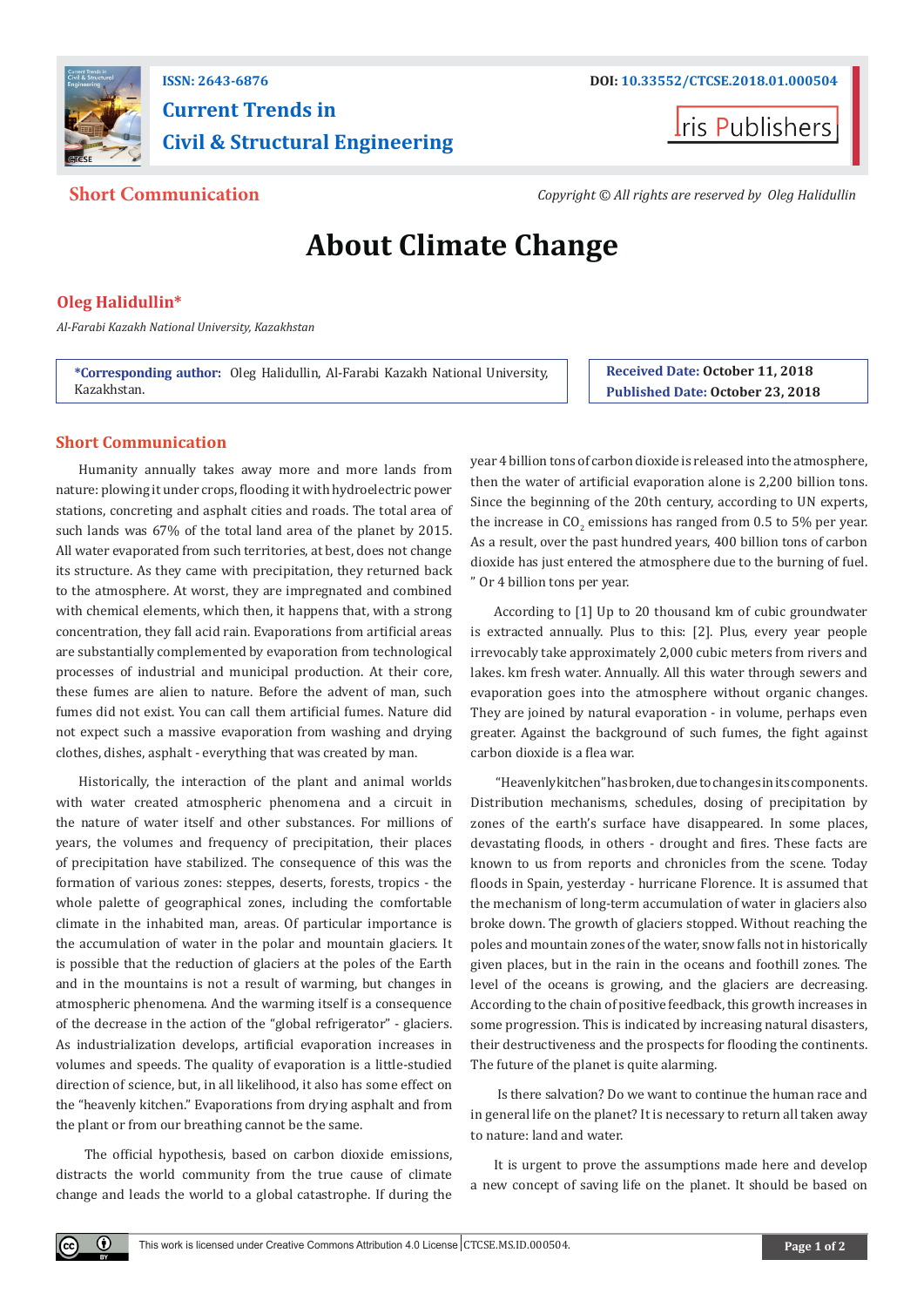ISSN: 2643-6876

# Current Trends in Civil & Structural Engineering

DOI: 10.33552/CTCSE.2018.01.000504

Iris Publishers

**Short Communication**

*Copyright © All rights are reserved by Oleg Halidullin*

# About Climate Change

**Oleg Halidullin***

*Al-Farabi Kazakh National University, Kazakhstan*

**\*Corresponding author:** Oleg Halidullin, Al-Farabi Kazakh National University, Kazakhstan.

**Received Date:** October 11, 2018

**Published Date:** October 23, 2018

## Short Communication

Humanity annually takes away more and more lands from nature: plowing it under crops, flooding it with hydroelectric power stations, concreting and asphalt cities and roads. The total area of such lands was 67% of the total land area of the planet by 2015. All water evaporated from such territories, at best, does not change its structure. As they came with precipitation, they returned back to the atmosphere. At worst, they are impregnated and combined with chemical elements, which then, it happens that, with a strong concentration, they fall acid rain. Evaporations from artificial areas are substantially complemented by evaporation from technological processes of industrial and municipal production. At their core, these fumes are alien to nature. Before the advent of man, such fumes did not exist. You can call them artificial fumes. Nature did not expect such a massive evaporation from washing and drying clothes, dishes, asphalt - everything that was created by man.

Historically, the interaction of the plant and animal worlds with water created atmospheric phenomena and a circuit in the nature of water itself and other substances. For millions of years, the volumes and frequency of precipitation, their places of precipitation have stabilized. The consequence of this was the formation of various zones: steppes, deserts, forests, tropics - the whole palette of geographical zones, including the comfortable climate in the inhabited man, areas. Of particular importance is the accumulation of water in the polar and mountain glaciers. It is possible that the reduction of glaciers at the poles of the Earth and in the mountains is not a result of warming, but changes in atmospheric phenomena. And the warming itself is a consequence of the decrease in the action of the "global refrigerator" - glaciers. As industrialization develops, artificial evaporation increases in volumes and speeds. The quality of evaporation is a little-studied direction of science, but, in all likelihood, it also has some effect on the "heavenly kitchen." Evaporations from drying asphalt and from the plant or from our breathing cannot be the same.

The official hypothesis, based on carbon dioxide emissions, distracts the world community from the true cause of climate change and leads the world to a global catastrophe. If during the year 4 billion tons of carbon dioxide is released into the atmosphere, then the water of artificial evaporation alone is 2,200 billion tons. Since the beginning of the 20th century, according to UN experts, the increase in $CO_2$ emissions has ranged from 0.5 to 5% per year. As a result, over the past hundred years, 400 billion tons of carbon dioxide has just entered the atmosphere due to the burning of fuel. " Or 4 billion tons per year.

According to [1] Up to 20 thousand km of cubic groundwater is extracted annually. Plus to this: [2]. Plus, every year people irrevocably take approximately 2,000 cubic meters from rivers and lakes. km fresh water. Annually. All this water through sewers and evaporation goes into the atmosphere without organic changes. They are joined by natural evaporation - in volume, perhaps even greater. Against the background of such fumes, the fight against carbon dioxide is a flea war.

"Heavenly kitchen" has broken, due to changes in its components. Distribution mechanisms, schedules, dosing of precipitation by zones of the earth's surface have disappeared. In some places, devastating floods, in others - drought and fires. These facts are known to us from reports and chronicles from the scene. Today floods in Spain, yesterday - hurricane Florence. It is assumed that the mechanism of long-term accumulation of water in glaciers also broke down. The growth of glaciers stopped. Without reaching the poles and mountain zones of the water, snow falls not in historically given places, but in the rain in the oceans and foothill zones. The level of the oceans is growing, and the glaciers are decreasing. According to the chain of positive feedback, this growth increases in some progression. This is indicated by increasing natural disasters, their destructiveness and the prospects for flooding the continents. The future of the planet is quite alarming.

Is there salvation? Do we want to continue the human race and in general life on the planet? It is necessary to return all taken away to nature: land and water.

It is urgent to prove the assumptions made here and develop a new concept of saving life on the planet. It should be based on

This work is licensed under Creative Commons Attribution 4.0 License CTCSE.MS.ID.000504.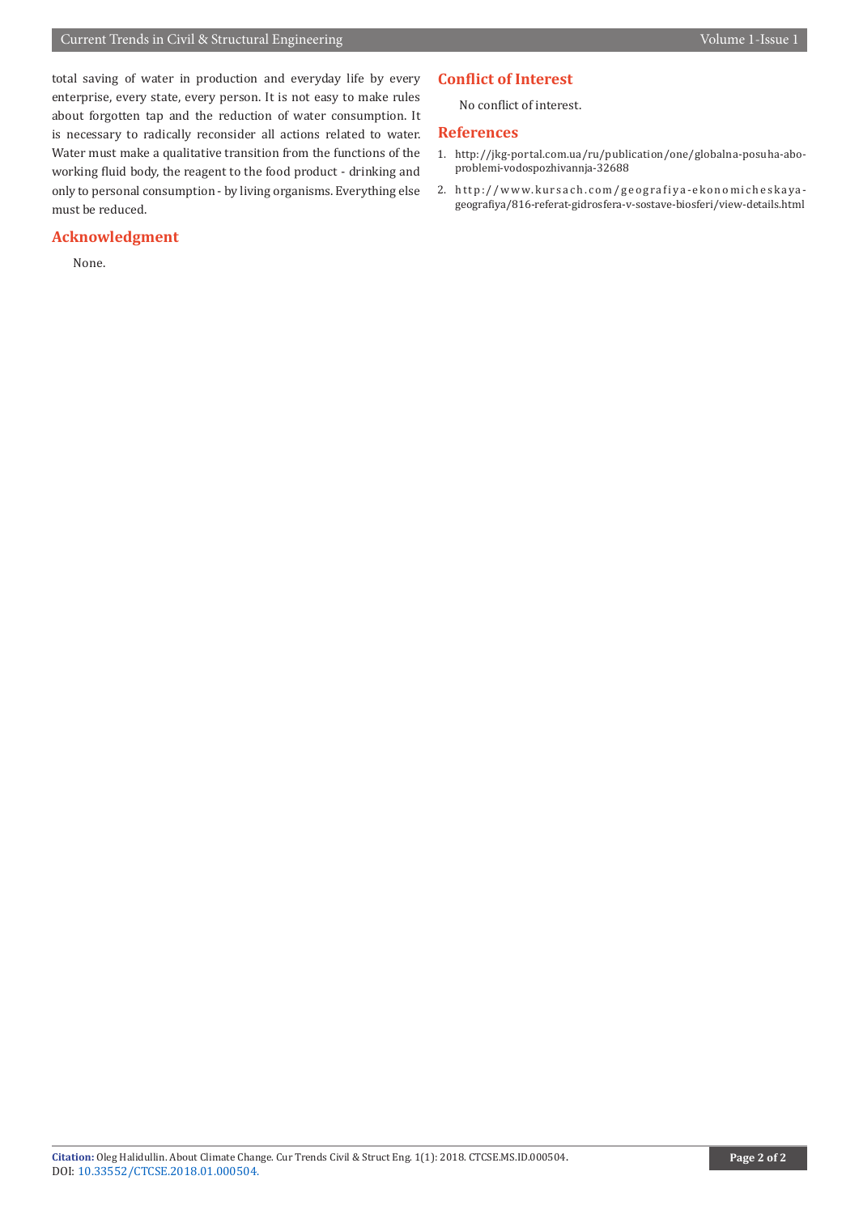total saving of water in production and everyday life by every enterprise, every state, every person. It is not easy to make rules about forgotten tap and the reduction of water consumption. It is necessary to radically reconsider all actions related to water. Water must make a qualitative transition from the functions of the working fluid body, the reagent to the food product - drinking and only to personal consumption - by living organisms. Everything else must be reduced.

## Acknowledgment

None.

## Conflict of Interest

No conflict of interest.

## References

1. http://jkg-portal.com.ua/ru/publication/one/globalna-posuha-abo-problemi-vodospozhivannja-32688
2. http://www.kursach.com/geografiya-ekonomicheskaya-geografiya/816-referat-gidrosfera-v-sostave-biosferi/view-details.html

**Citation:** Oleg Halidullin. About Climate Change. Cur Trends Civil & Struct Eng. 1(1): 2018. CTCSE.MS.ID.000504. DOI: 10.33552/CTCSE.2018.01.000504.